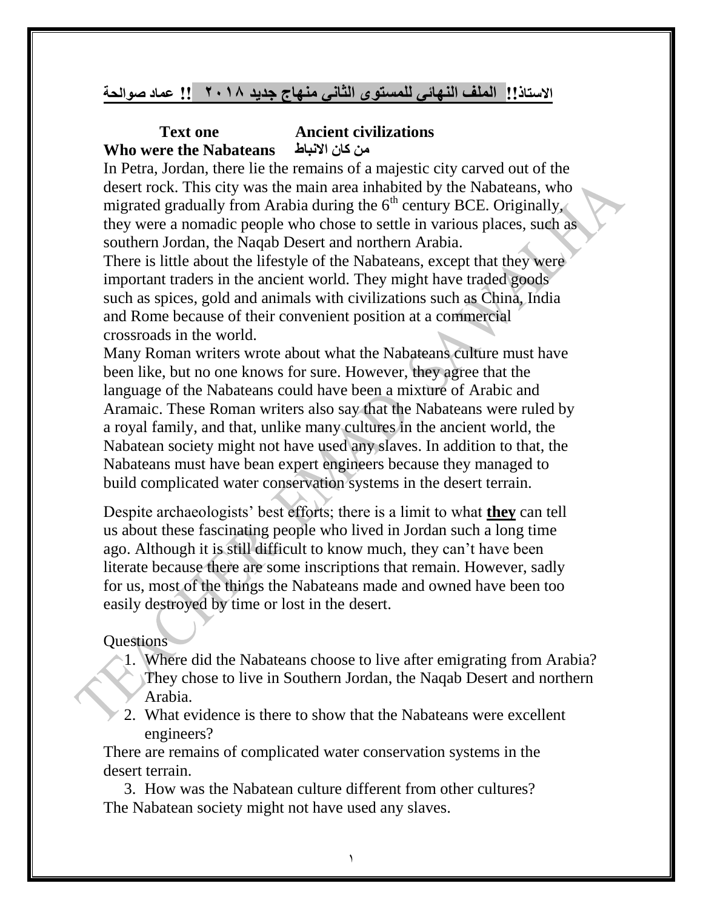**الاستاذ!! الملف النهائي للمستوى الثاني منهاج جديد ٢٠١٨ !! عماد صوالحة**

**Text one Ancient civilizations**

**Who were the Nabateans من كان الانباط**

In Petra, Jordan, there lie the remains of a majestic city carved out of the desert rock. This city was the main area inhabited by the Nabateans, who migrated gradually from Arabia during the 6th century BCE. Originally, they were a nomadic people who chose to settle in various places, such as southern Jordan, the Naqab Desert and northern Arabia.

There is little about the lifestyle of the Nabateans, except that they were important traders in the ancient world. They might have traded goods such as spices, gold and animals with civilizations such as China, India and Rome because of their convenient position at a commercial crossroads in the world.

Many Roman writers wrote about what the Nabateans culture must have been like, but no one knows for sure. However, they agree that the language of the Nabateans could have been a mixture of Arabic and Aramaic. These Roman writers also say that the Nabateans were ruled by a royal family, and that, unlike many cultures in the ancient world, the Nabatean society might not have used any slaves. In addition to that, the Nabateans must have bean expert engineers because they managed to build complicated water conservation systems in the desert terrain.

Despite archaeologists' best efforts; there is a limit to what **they** can tell us about these fascinating people who lived in Jordan such a long time ago. Although it is still difficult to know much, they can't have been literate because there are some inscriptions that remain. However, sadly for us, most of the things the Nabateans made and owned have been too easily destroyed by time or lost in the desert.

Questions

1. Where did the Nabateans choose to live after emigrating from Arabia?
   They chose to live in Southern Jordan, the Naqab Desert and northern Arabia.
2. What evidence is there to show that the Nabateans were excellent engineers?

There are remains of complicated water conservation systems in the desert terrain.

3. How was the Nabatean culture different from other cultures?

The Nabatean society might not have used any slaves.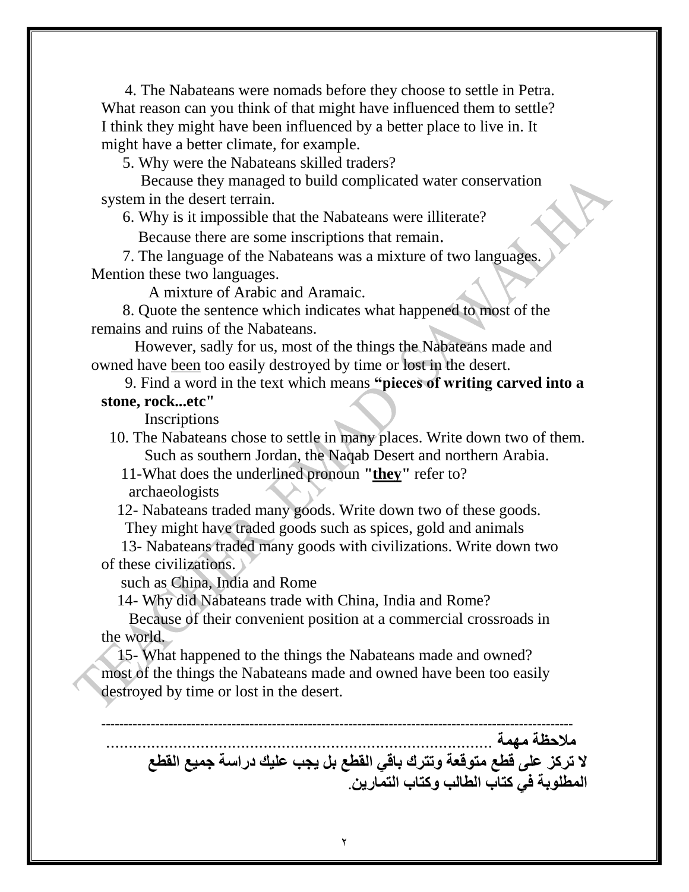4. The Nabateans were nomads before they choose to settle in Petra. What reason can you think of that might have influenced them to settle?
I think they might have been influenced by a better place to live in. It might have a better climate, for example.

5. Why were the Nabateans skilled traders?
Because they managed to build complicated water conservation system in the desert terrain.

6. Why is it impossible that the Nabateans were illiterate?
Because there are some inscriptions that remain.

7. The language of the Nabateans was a mixture of two languages. Mention these two languages.
A mixture of Arabic and Aramaic.

8. Quote the sentence which indicates what happened to most of the remains and ruins of the Nabateans.
However, sadly for us, most of the things the Nabateans made and owned have <u>been</u> too easily destroyed by time or lost in the desert.

9. Find a word in the text which means **"pieces of writing carved into a stone, rock...etc"**
Inscriptions

10. The Nabateans chose to settle in many places. Write down two of them.
Such as southern Jordan, the Naqab Desert and northern Arabia.

11-What does the underlined pronoun **"<u>they</u>"** refer to?
archaeologists

12- Nabateans traded many goods. Write down two of these goods.
They might have traded goods such as spices, gold and animals

13- Nabateans traded many goods with civilizations. Write down two of these civilizations.
such as China, India and Rome

14- Why did Nabateans trade with China, India and Rome?
Because of their convenient position at a commercial crossroads in the world.

15- What happened to the things the Nabateans made and owned?
most of the things the Nabateans made and owned have been too easily destroyed by time or lost in the desert.

---

**ملاحظة مهمة** ......................................................................................

**لا تركز على قطع متوقعة وتترك باقي القطع بل يجب عليك دراسة جميع القطع المطلوبة في كتاب الطالب وكتاب التمارين.**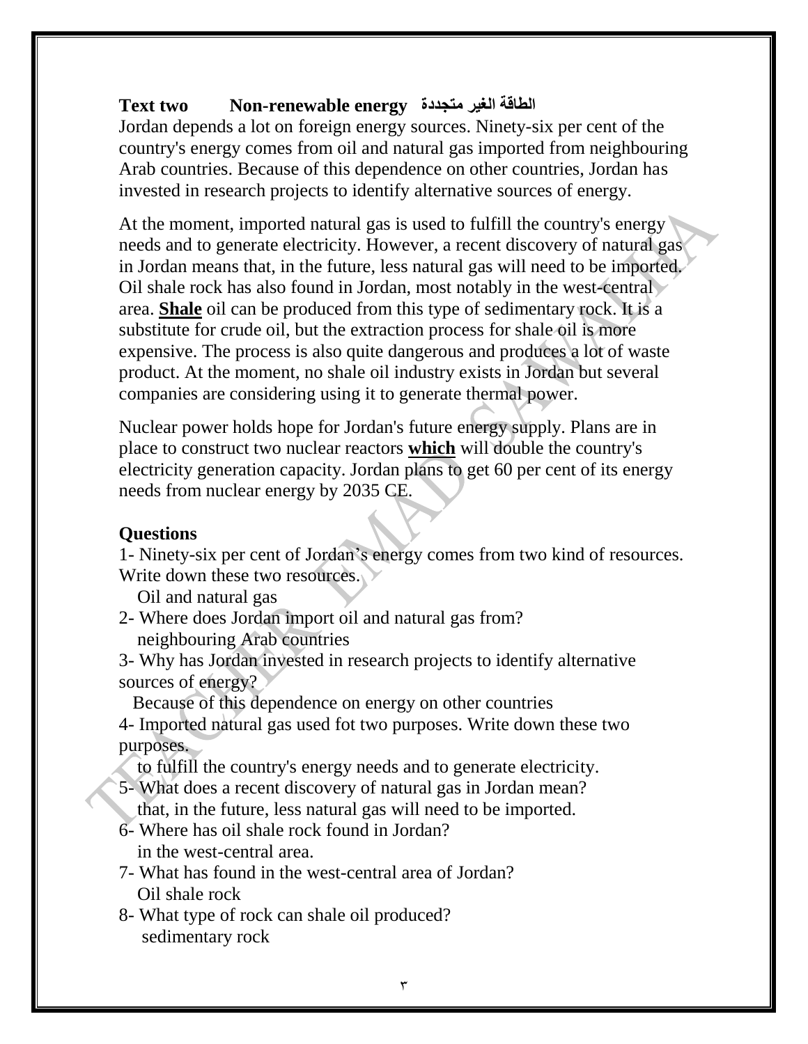**Text two  Non-renewable energy  الطاقة الغير متجددة**

Jordan depends a lot on foreign energy sources. Ninety-six per cent of the country's energy comes from oil and natural gas imported from neighbouring Arab countries. Because of this dependence on other countries, Jordan has invested in research projects to identify alternative sources of energy.

At the moment, imported natural gas is used to fulfill the country's energy needs and to generate electricity. However, a recent discovery of natural gas in Jordan means that, in the future, less natural gas will need to be imported. Oil shale rock has also found in Jordan, most notably in the west-central area. **Shale** oil can be produced from this type of sedimentary rock. It is a substitute for crude oil, but the extraction process for shale oil is more expensive. The process is also quite dangerous and produces a lot of waste product. At the moment, no shale oil industry exists in Jordan but several companies are considering using it to generate thermal power.

Nuclear power holds hope for Jordan's future energy supply. Plans are in place to construct two nuclear reactors **which** will double the country's electricity generation capacity. Jordan plans to get 60 per cent of its energy needs from nuclear energy by 2035 CE.

**Questions**

1- Ninety-six per cent of Jordan's energy comes from two kind of resources. Write down these two resources.
   Oil and natural gas

2- Where does Jordan import oil and natural gas from?
   neighbouring Arab countries

3- Why has Jordan invested in research projects to identify alternative sources of energy?
   Because of this dependence on energy on other countries

4- Imported natural gas used fot two purposes. Write down these two purposes.
   to fulfill the country's energy needs and to generate electricity.

5- What does a recent discovery of natural gas in Jordan mean?
   that, in the future, less natural gas will need to be imported.

6- Where has oil shale rock found in Jordan?
   in the west-central area.

7- What has found in the west-central area of Jordan?
   Oil shale rock

8- What type of rock can shale oil produced?
   sedimentary rock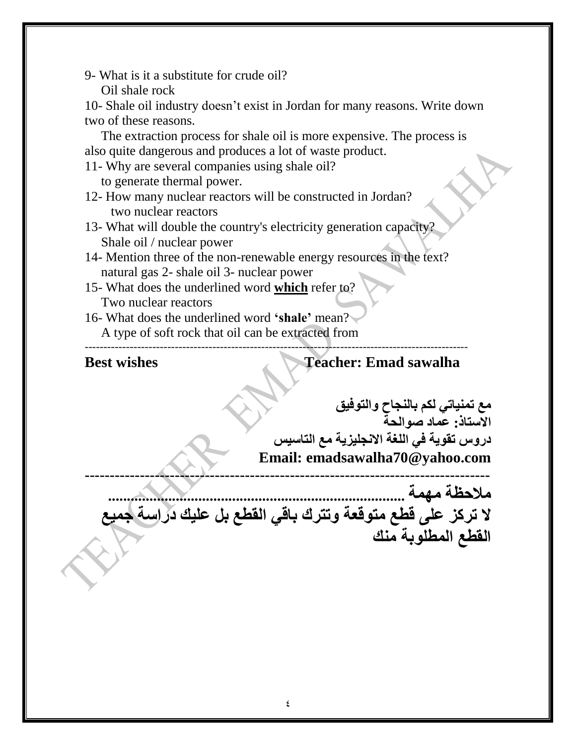9- What is it a substitute for crude oil?

Oil shale rock

10- Shale oil industry doesn't exist in Jordan for many reasons. Write down two of these reasons.

The extraction process for shale oil is more expensive. The process is also quite dangerous and produces a lot of waste product.

11- Why are several companies using shale oil?

to generate thermal power.

12- How many nuclear reactors will be constructed in Jordan?

two nuclear reactors

13- What will double the country's electricity generation capacity?

Shale oil / nuclear power

14- Mention three of the non-renewable energy resources in the text?

natural gas 2- shale oil 3- nuclear power

15- What does the underlined word **which** refer to?

Two nuclear reactors

16- What does the underlined word **'shale'** mean?

A type of soft rock that oil can be extracted from

---

**Best wishes** **Teacher: Emad sawalha**

**مع تمنياتي لكم بالنجاح والتوفيق**
**الاستاذ: عماد صوالحة**
**دروس تقوية في اللغة الانجليزية مع التاسيس**
**Email: emadsawalha70@yahoo.com**

---

**ملاحظة مهمة ...........................................................................**
**لا تركز على قطع متوقعة وتترك باقي القطع بل عليك دراسة جميع القطع المطلوبة منك**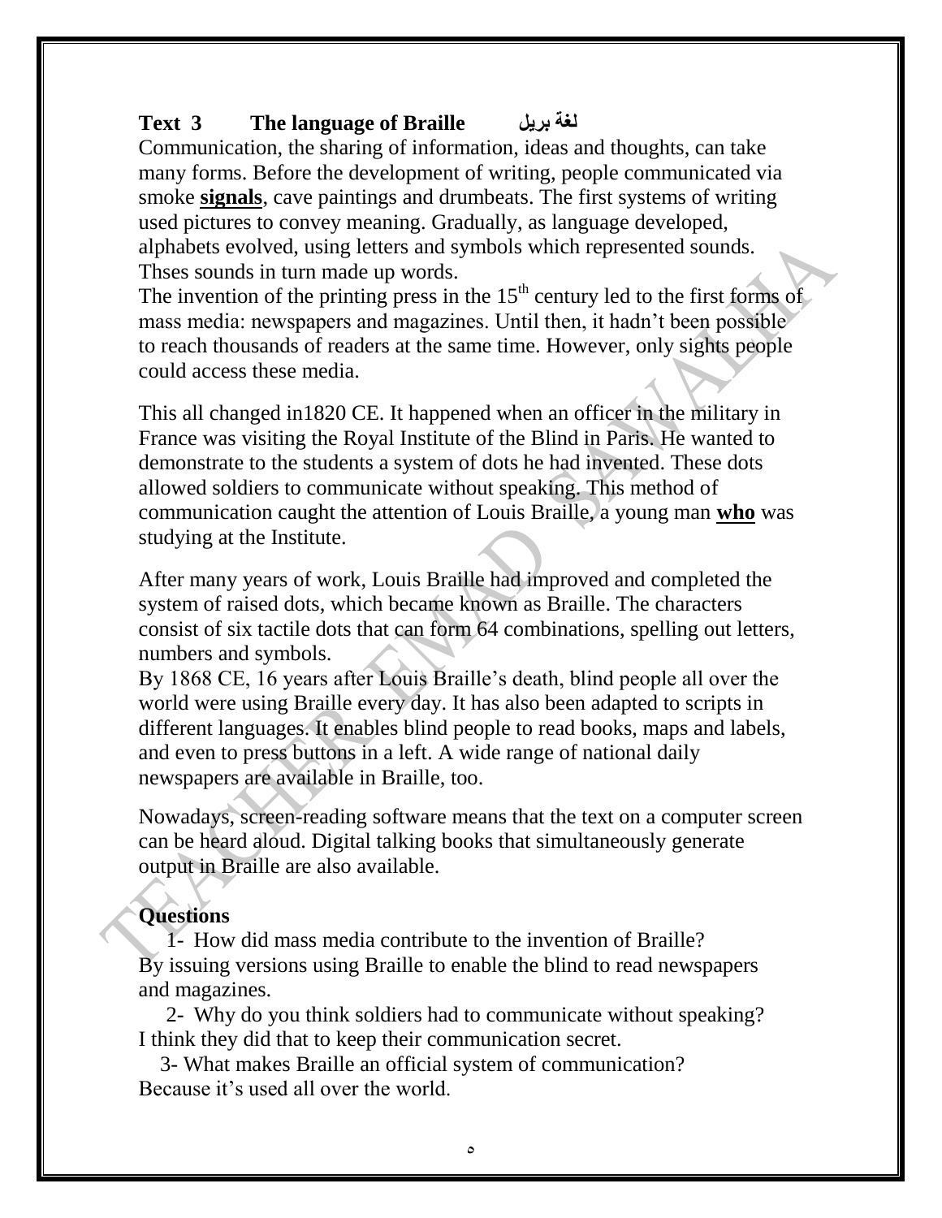## Text 3 The language of Braille لغة بريل

Communication, the sharing of information, ideas and thoughts, can take many forms. Before the development of writing, people communicated via smoke **signals**, cave paintings and drumbeats. The first systems of writing used pictures to convey meaning. Gradually, as language developed, alphabets evolved, using letters and symbols which represented sounds. Thses sounds in turn made up words.

The invention of the printing press in the 15th century led to the first forms of mass media: newspapers and magazines. Until then, it hadn't been possible to reach thousands of readers at the same time. However, only sights people could access these media.

This all changed in1820 CE. It happened when an officer in the military in France was visiting the Royal Institute of the Blind in Paris. He wanted to demonstrate to the students a system of dots he had invented. These dots allowed soldiers to communicate without speaking. This method of communication caught the attention of Louis Braille, a young man **who** was studying at the Institute.

After many years of work, Louis Braille had improved and completed the system of raised dots, which became known as Braille. The characters consist of six tactile dots that can form 64 combinations, spelling out letters, numbers and symbols.

By 1868 CE, 16 years after Louis Braille's death, blind people all over the world were using Braille every day. It has also been adapted to scripts in different languages. It enables blind people to read books, maps and labels, and even to press buttons in a left. A wide range of national daily newspapers are available in Braille, too.

Nowadays, screen-reading software means that the text on a computer screen can be heard aloud. Digital talking books that simultaneously generate output in Braille are also available.

### Questions

1- How did mass media contribute to the invention of Braille?

By issuing versions using Braille to enable the blind to read newspapers and magazines.

2- Why do you think soldiers had to communicate without speaking?

I think they did that to keep their communication secret.

3- What makes Braille an official system of communication?

Because it's used all over the world.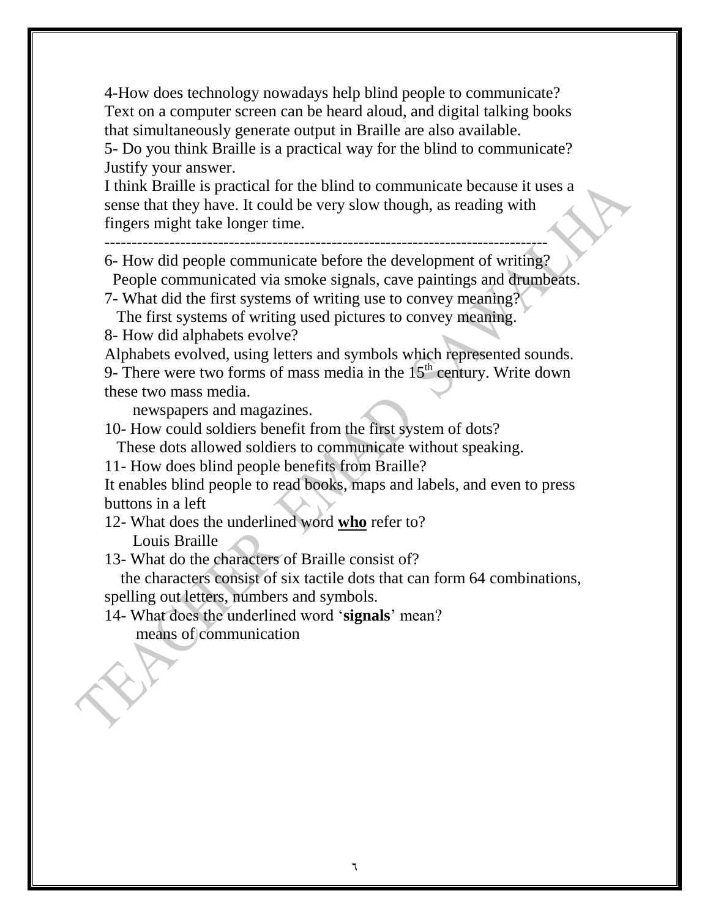4-How does technology nowadays help blind people to communicate?
Text on a computer screen can be heard aloud, and digital talking books that simultaneously generate output in Braille are also available.

5- Do you think Braille is a practical way for the blind to communicate? Justify your answer.
I think Braille is practical for the blind to communicate because it uses a sense that they have. It could be very slow though, as reading with fingers might take longer time.

---

6- How did people communicate before the development of writing?
People communicated via smoke signals, cave paintings and drumbeats.

7- What did the first systems of writing use to convey meaning?
The first systems of writing used pictures to convey meaning.

8- How did alphabets evolve?
Alphabets evolved, using letters and symbols which represented sounds.

9- There were two forms of mass media in the 15th century. Write down these two mass media.
newspapers and magazines.

10- How could soldiers benefit from the first system of dots?
These dots allowed soldiers to communicate without speaking.

11- How does blind people benefits from Braille?
It enables blind people to read books, maps and labels, and even to press buttons in a left

12- What does the underlined word **<u>who</u>** refer to?
Louis Braille

13- What do the characters of Braille consist of?
the characters consist of six tactile dots that can form 64 combinations, spelling out letters, numbers and symbols.

14- What does the underlined word '**signals**' mean?
means of communication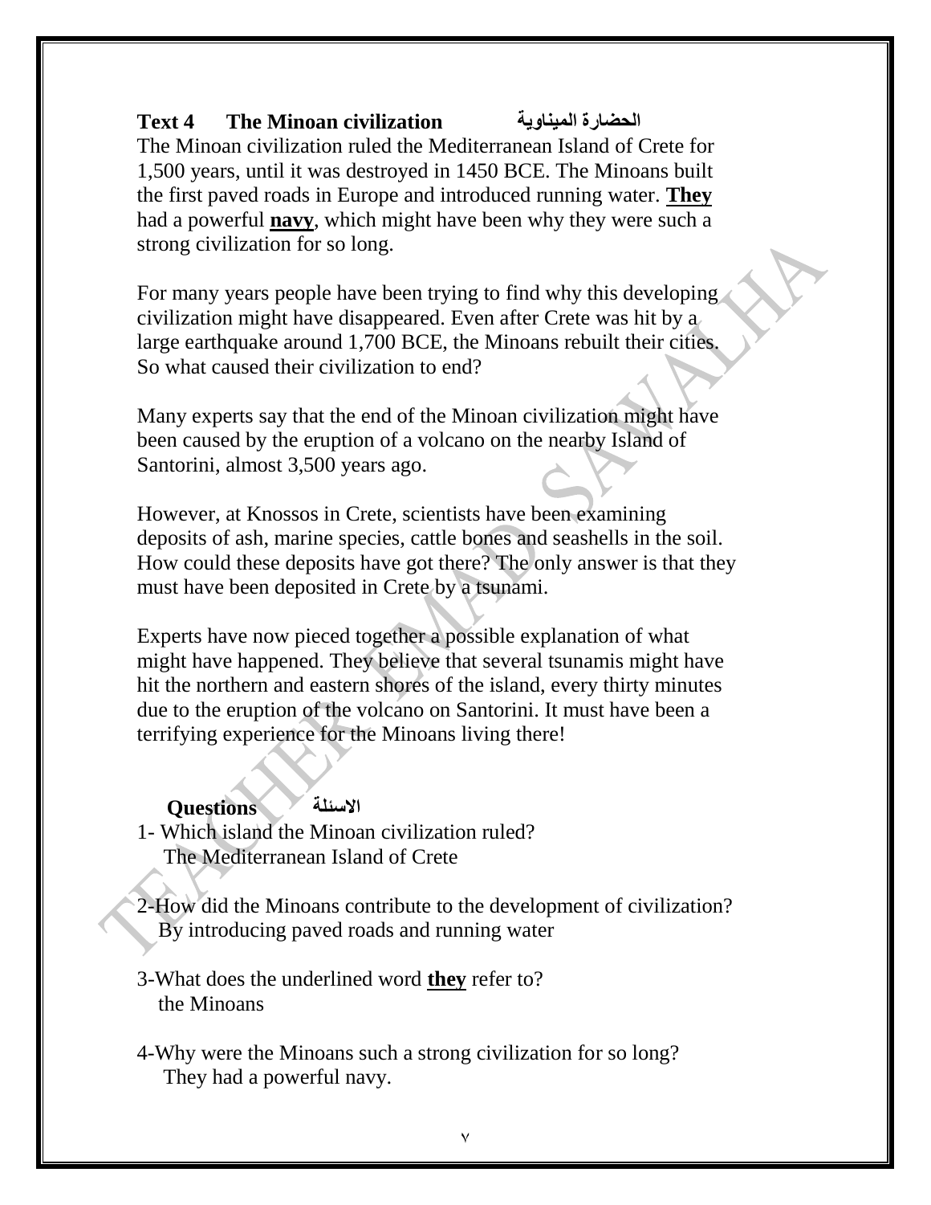## Text 4 The Minoan civilization الحضارة الميناوية

The Minoan civilization ruled the Mediterranean Island of Crete for 1,500 years, until it was destroyed in 1450 BCE. The Minoans built the first paved roads in Europe and introduced running water. **<u>They</u>** had a powerful **<u>navy</u>**, which might have been why they were such a strong civilization for so long.

For many years people have been trying to find why this developing civilization might have disappeared. Even after Crete was hit by a large earthquake around 1,700 BCE, the Minoans rebuilt their cities. So what caused their civilization to end?

Many experts say that the end of the Minoan civilization might have been caused by the eruption of a volcano on the nearby Island of Santorini, almost 3,500 years ago.

However, at Knossos in Crete, scientists have been examining deposits of ash, marine species, cattle bones and seashells in the soil. How could these deposits have got there? The only answer is that they must have been deposited in Crete by a tsunami.

Experts have now pieced together a possible explanation of what might have happened. They believe that several tsunamis might have hit the northern and eastern shores of the island, every thirty minutes due to the eruption of the volcano on Santorini. It must have been a terrifying experience for the Minoans living there!

### Questions الاسئلة

1- Which island the Minoan civilization ruled?
The Mediterranean Island of Crete

2-How did the Minoans contribute to the development of civilization?
By introducing paved roads and running water

3-What does the underlined word **<u>they</u>** refer to?
the Minoans

4-Why were the Minoans such a strong civilization for so long?
They had a powerful navy.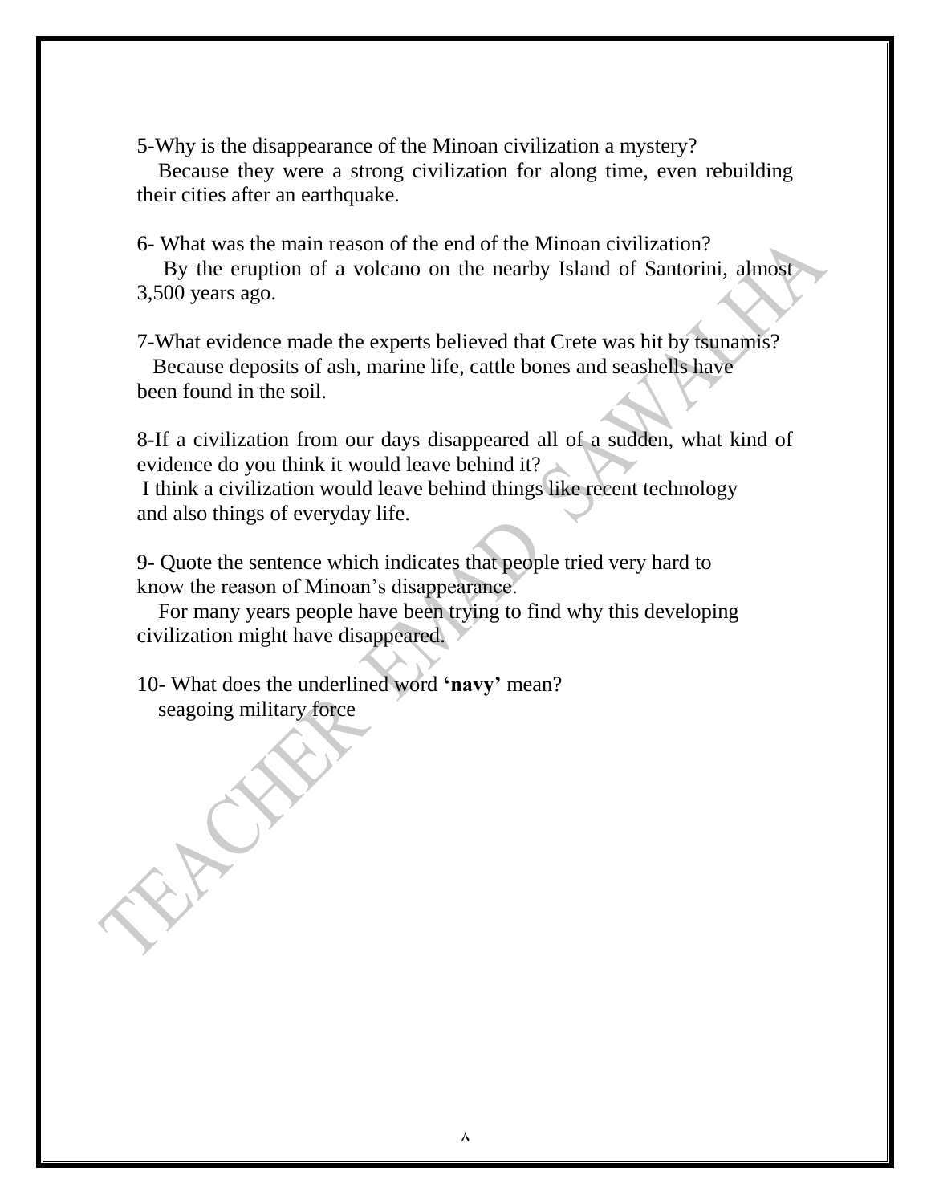5-Why is the disappearance of the Minoan civilization a mystery?

Because they were a strong civilization for along time, even rebuilding their cities after an earthquake.

6- What was the main reason of the end of the Minoan civilization?

By the eruption of a volcano on the nearby Island of Santorini, almost 3,500 years ago.

7-What evidence made the experts believed that Crete was hit by tsunamis?

Because deposits of ash, marine life, cattle bones and seashells have been found in the soil.

8-If a civilization from our days disappeared all of a sudden, what kind of evidence do you think it would leave behind it?

I think a civilization would leave behind things like recent technology and also things of everyday life.

9- Quote the sentence which indicates that people tried very hard to know the reason of Minoan's disappearance.

For many years people have been trying to find why this developing civilization might have disappeared.

10- What does the underlined word **'navy'** mean?

seagoing military force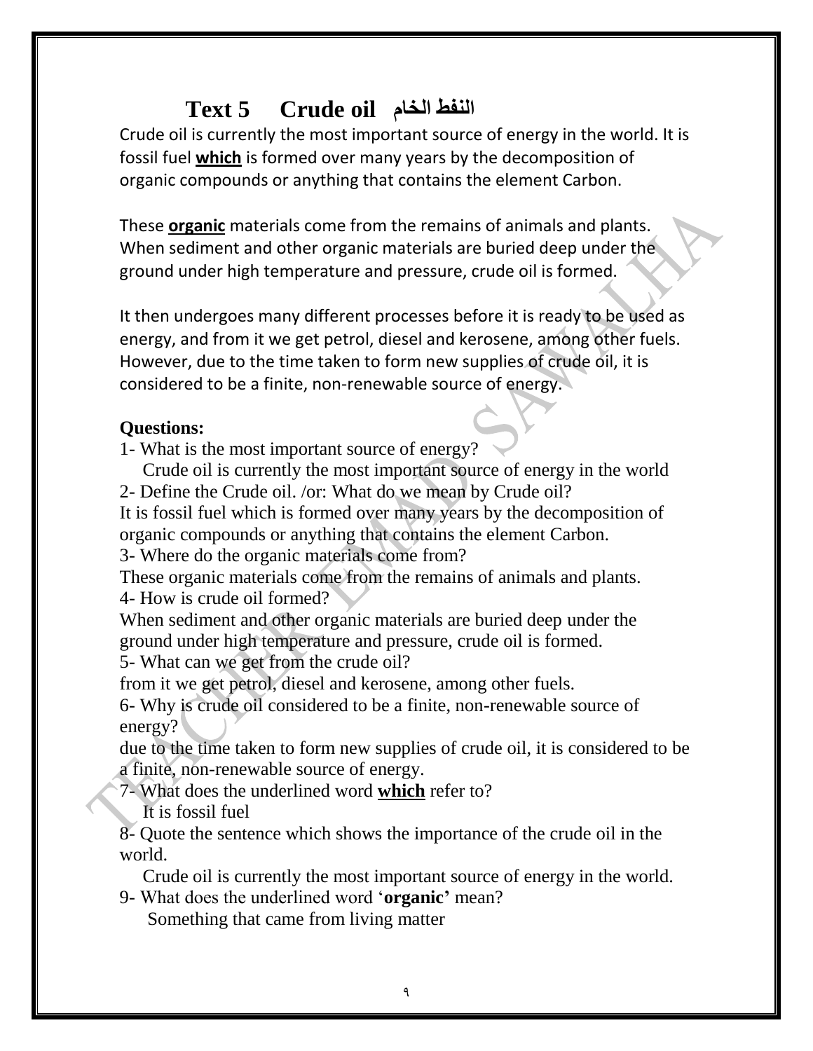# Text 5 Crude oil النفط الخام

Crude oil is currently the most important source of energy in the world. It is fossil fuel **which** is formed over many years by the decomposition of organic compounds or anything that contains the element Carbon.

These **organic** materials come from the remains of animals and plants. When sediment and other organic materials are buried deep under the ground under high temperature and pressure, crude oil is formed.

It then undergoes many different processes before it is ready to be used as energy, and from it we get petrol, diesel and kerosene, among other fuels. However, due to the time taken to form new supplies of crude oil, it is considered to be a finite, non-renewable source of energy.

**Questions:**

1- What is the most important source of energy?
Crude oil is currently the most important source of energy in the world

2- Define the Crude oil. /or: What do we mean by Crude oil?
It is fossil fuel which is formed over many years by the decomposition of organic compounds or anything that contains the element Carbon.

3- Where do the organic materials come from?
These organic materials come from the remains of animals and plants.

4- How is crude oil formed?
When sediment and other organic materials are buried deep under the ground under high temperature and pressure, crude oil is formed.

5- What can we get from the crude oil?
from it we get petrol, diesel and kerosene, among other fuels.

6- Why is crude oil considered to be a finite, non-renewable source of energy?
due to the time taken to form new supplies of crude oil, it is considered to be a finite, non-renewable source of energy.

7- What does the underlined word **which** refer to?
It is fossil fuel

8- Quote the sentence which shows the importance of the crude oil in the world.
Crude oil is currently the most important source of energy in the world.

9- What does the underlined word '**organic**' mean?
Something that came from living matter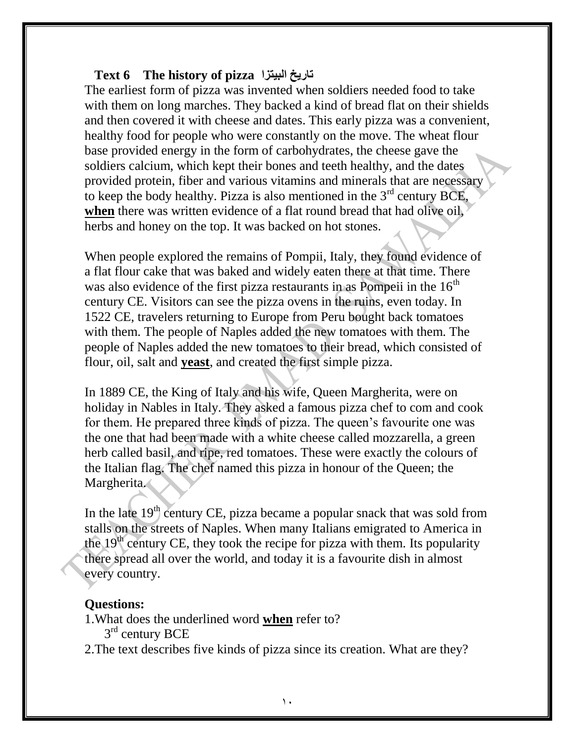### Text 6 The history of pizza تاريخ البيتزا

The earliest form of pizza was invented when soldiers needed food to take with them on long marches. They backed a kind of bread flat on their shields and then covered it with cheese and dates. This early pizza was a convenient, healthy food for people who were constantly on the move. The wheat flour base provided energy in the form of carbohydrates, the cheese gave the soldiers calcium, which kept their bones and teeth healthy, and the dates provided protein, fiber and various vitamins and minerals that are necessary to keep the body healthy. Pizza is also mentioned in the 3rd century BCE, **<u>when</u>** there was written evidence of a flat round bread that had olive oil, herbs and honey on the top. It was backed on hot stones.

When people explored the remains of Pompii, Italy, they found evidence of a flat flour cake that was baked and widely eaten there at that time. There was also evidence of the first pizza restaurants in as Pompeii in the 16th century CE. Visitors can see the pizza ovens in the ruins, even today. In 1522 CE, travelers returning to Europe from Peru bought back tomatoes with them. The people of Naples added the new tomatoes with them. The people of Naples added the new tomatoes to their bread, which consisted of flour, oil, salt and **<u>yeast</u>**, and created the first simple pizza.

In 1889 CE, the King of Italy and his wife, Queen Margherita, were on holiday in Nables in Italy. They asked a famous pizza chef to com and cook for them. He prepared three kinds of pizza. The queen's favourite one was the one that had been made with a white cheese called mozzarella, a green herb called basil, and ripe, red tomatoes. These were exactly the colours of the Italian flag. The chef named this pizza in honour of the Queen; the Margherita.

In the late 19th century CE, pizza became a popular snack that was sold from stalls on the streets of Naples. When many Italians emigrated to America in the 19th century CE, they took the recipe for pizza with them. Its popularity there spread all over the world, and today it is a favourite dish in almost every country.

**Questions:**

1.What does the underlined word **<u>when</u>** refer to?
   3rd century BCE

2.The text describes five kinds of pizza since its creation. What are they?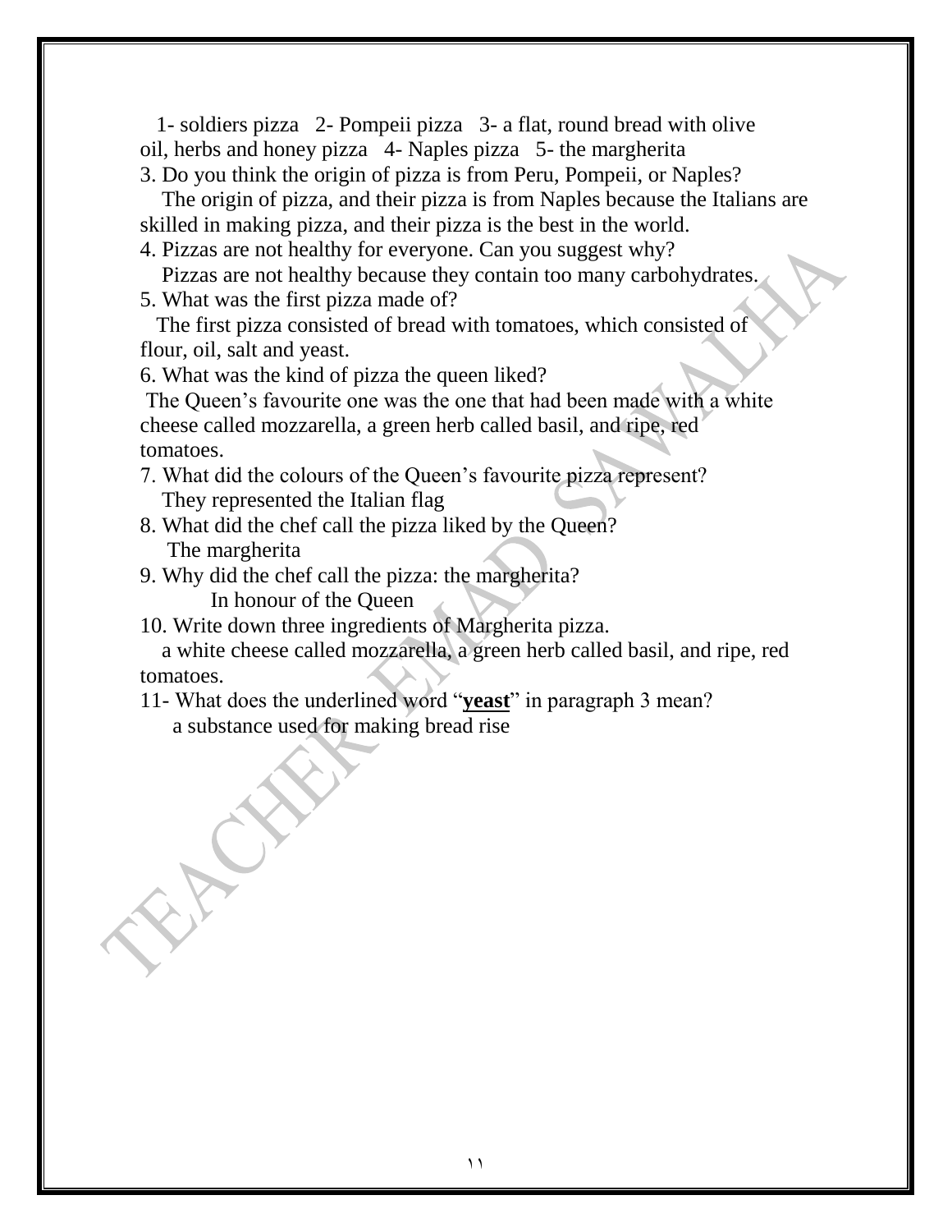1- soldiers pizza   2- Pompeii pizza   3- a flat, round bread with olive oil, herbs and honey pizza   4- Naples pizza   5- the margherita

3. Do you think the origin of pizza is from Peru, Pompeii, or Naples?

The origin of pizza, and their pizza is from Naples because the Italians are skilled in making pizza, and their pizza is the best in the world.

4. Pizzas are not healthy for everyone. Can you suggest why?

Pizzas are not healthy because they contain too many carbohydrates.

5. What was the first pizza made of?

The first pizza consisted of bread with tomatoes, which consisted of flour, oil, salt and yeast.

6. What was the kind of pizza the queen liked?

The Queen's favourite one was the one that had been made with a white cheese called mozzarella, a green herb called basil, and ripe, red tomatoes.

7. What did the colours of the Queen's favourite pizza represent?

They represented the Italian flag

8. What did the chef call the pizza liked by the Queen?

The margherita

9. Why did the chef call the pizza: the margherita?

In honour of the Queen

10. Write down three ingredients of Margherita pizza.

a white cheese called mozzarella, a green herb called basil, and ripe, red tomatoes.

11- What does the underlined word "**<u>yeast</u>**" in paragraph 3 mean?

a substance used for making bread rise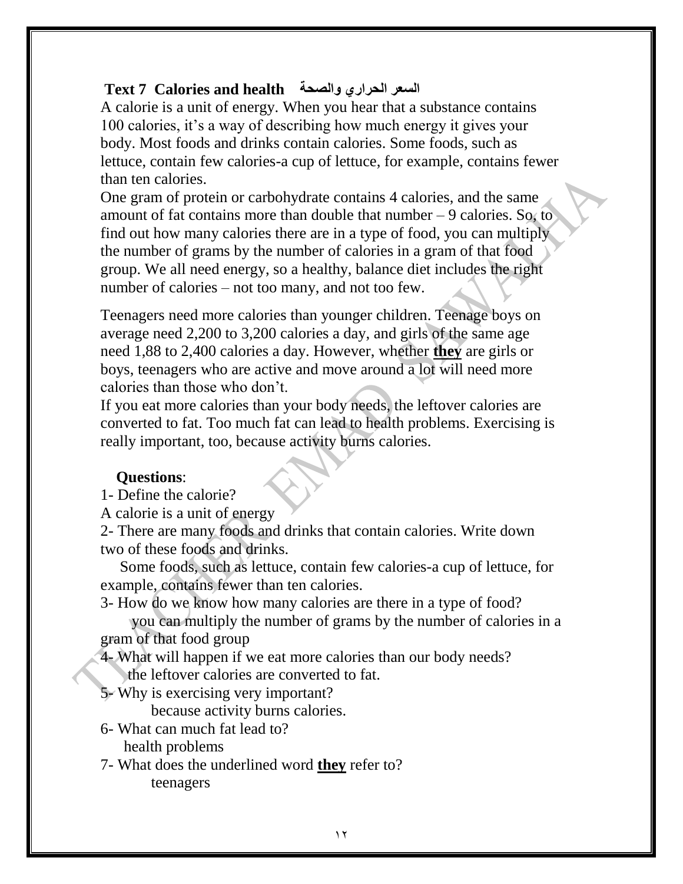## Text 7 Calories and health السعر الحراري والصحة

A calorie is a unit of energy. When you hear that a substance contains 100 calories, it's a way of describing how much energy it gives your body. Most foods and drinks contain calories. Some foods, such as lettuce, contain few calories-a cup of lettuce, for example, contains fewer than ten calories.

One gram of protein or carbohydrate contains 4 calories, and the same amount of fat contains more than double that number – 9 calories. So, to find out how many calories there are in a type of food, you can multiply the number of grams by the number of calories in a gram of that food group. We all need energy, so a healthy, balance diet includes the right number of calories – not too many, and not too few.

Teenagers need more calories than younger children. Teenage boys on average need 2,200 to 3,200 calories a day, and girls of the same age need 1,88 to 2,400 calories a day. However, whether **they** are girls or boys, teenagers who are active and move around a lot will need more calories than those who don't.

If you eat more calories than your body needs, the leftover calories are converted to fat. Too much fat can lead to health problems. Exercising is really important, too, because activity burns calories.

**Questions**:

1- Define the calorie?

A calorie is a unit of energy

2- There are many foods and drinks that contain calories. Write down two of these foods and drinks.

Some foods, such as lettuce, contain few calories-a cup of lettuce, for example, contains fewer than ten calories.

3- How do we know how many calories are there in a type of food?

you can multiply the number of grams by the number of calories in a gram of that food group

4- What will happen if we eat more calories than our body needs?

the leftover calories are converted to fat.

5- Why is exercising very important?

because activity burns calories.

6- What can much fat lead to?

health problems

7- What does the underlined word **they** refer to?

teenagers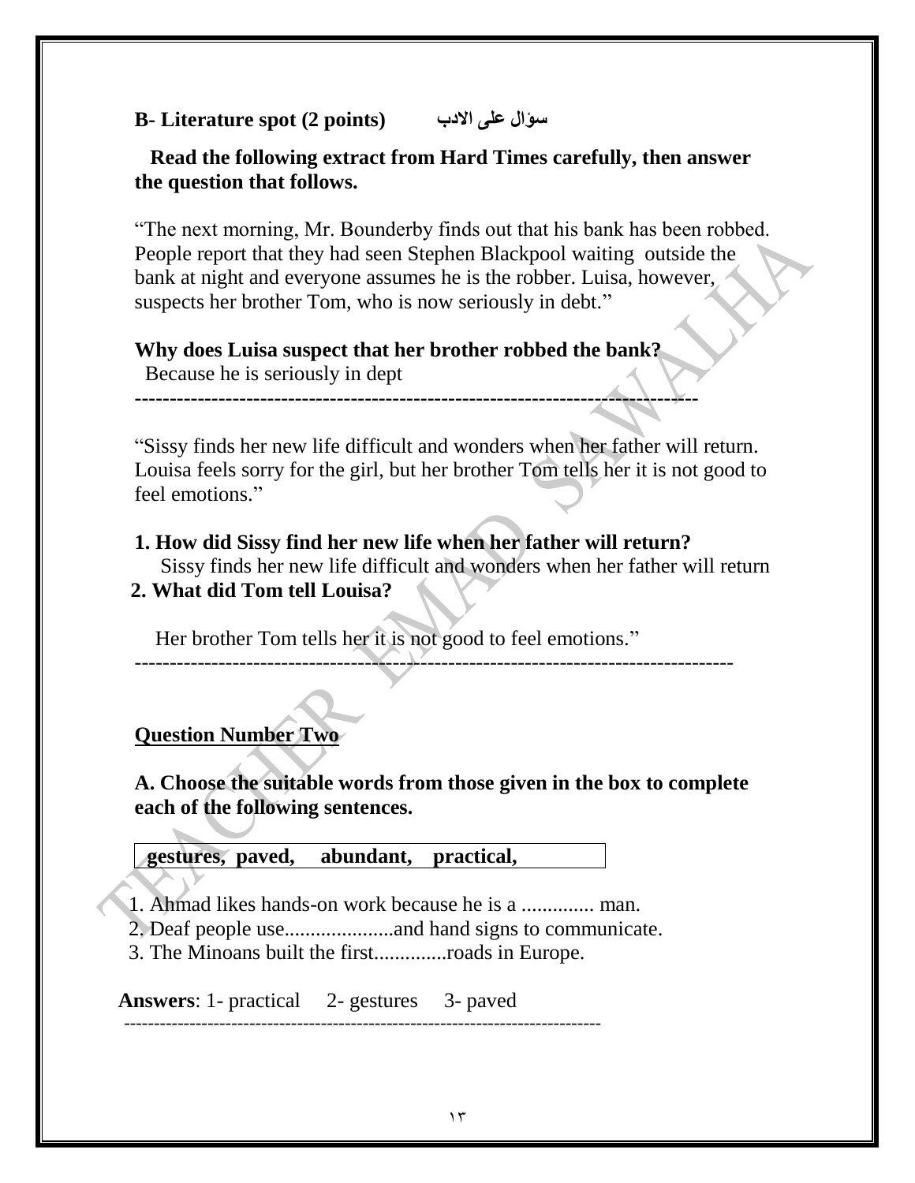**B- Literature spot (2 points)** **سؤال على الادب**

**Read the following extract from Hard Times carefully, then answer the question that follows.**

"The next morning, Mr. Bounderby finds out that his bank has been robbed. People report that they had seen Stephen Blackpool waiting outside the bank at night and everyone assumes he is the robber. Luisa, however, suspects her brother Tom, who is now seriously in debt."

**Why does Luisa suspect that her brother robbed the bank?**

Because he is seriously in dept

---

"Sissy finds her new life difficult and wonders when her father will return. Louisa feels sorry for the girl, but her brother Tom tells her it is not good to feel emotions."

**1. How did Sissy find her new life when her father will return?**

Sissy finds her new life difficult and wonders when her father will return

**2. What did Tom tell Louisa?**

Her brother Tom tells her it is not good to feel emotions."

---

**Question Number Two**

**A. Choose the suitable words from those given in the box to complete each of the following sentences.**

| gestures, paved, abundant, practical, |
|---|

1. Ahmad likes hands-on work because he is a .............. man.
2. Deaf people use.....................and hand signs to communicate.
3. The Minoans built the first..............roads in Europe.

**Answers**: 1- practical 2- gestures 3- paved

---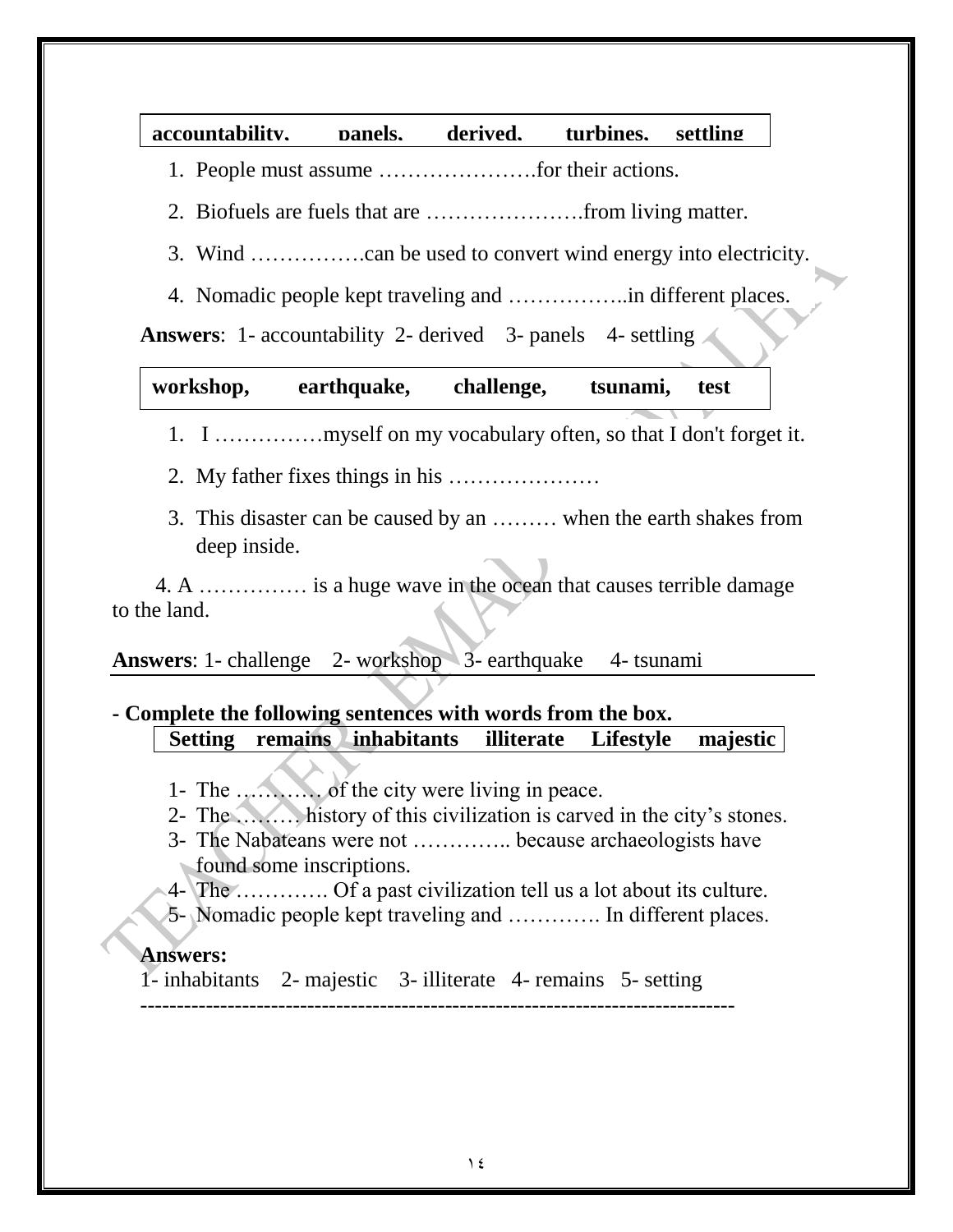| accountability, panels, derived, turbines, settling |
|---|

1. People must assume ………………….for their actions.
2. Biofuels are fuels that are ………………….from living matter.
3. Wind …………….can be used to convert wind energy into electricity.
4. Nomadic people kept traveling and ……………..in different places.

**Answers**: 1- accountability 2- derived 3- panels 4- settling

| workshop, earthquake, challenge, tsunami, test |
|---|

1. I ……………myself on my vocabulary often, so that I don't forget it.
2. My father fixes things in his …………………
3. This disaster can be caused by an ……… when the earth shakes from deep inside.
4. A …………… is a huge wave in the ocean that causes terrible damage to the land.

**Answers**: 1- challenge 2- workshop 3- earthquake 4- tsunami

**- Complete the following sentences with words from the box.**

| Setting remains inhabitants illiterate Lifestyle majestic |
|---|

1- The ………… of the city were living in peace.
2- The ……… history of this civilization is carved in the city's stones.
3- The Nabateans were not ………….. because archaeologists have found some inscriptions.
4- The …………. Of a past civilization tell us a lot about its culture.
5- Nomadic people kept traveling and …………. In different places.

**Answers:**
1- inhabitants 2- majestic 3- illiterate 4- remains 5- setting

--------------------------------------------------------------------------------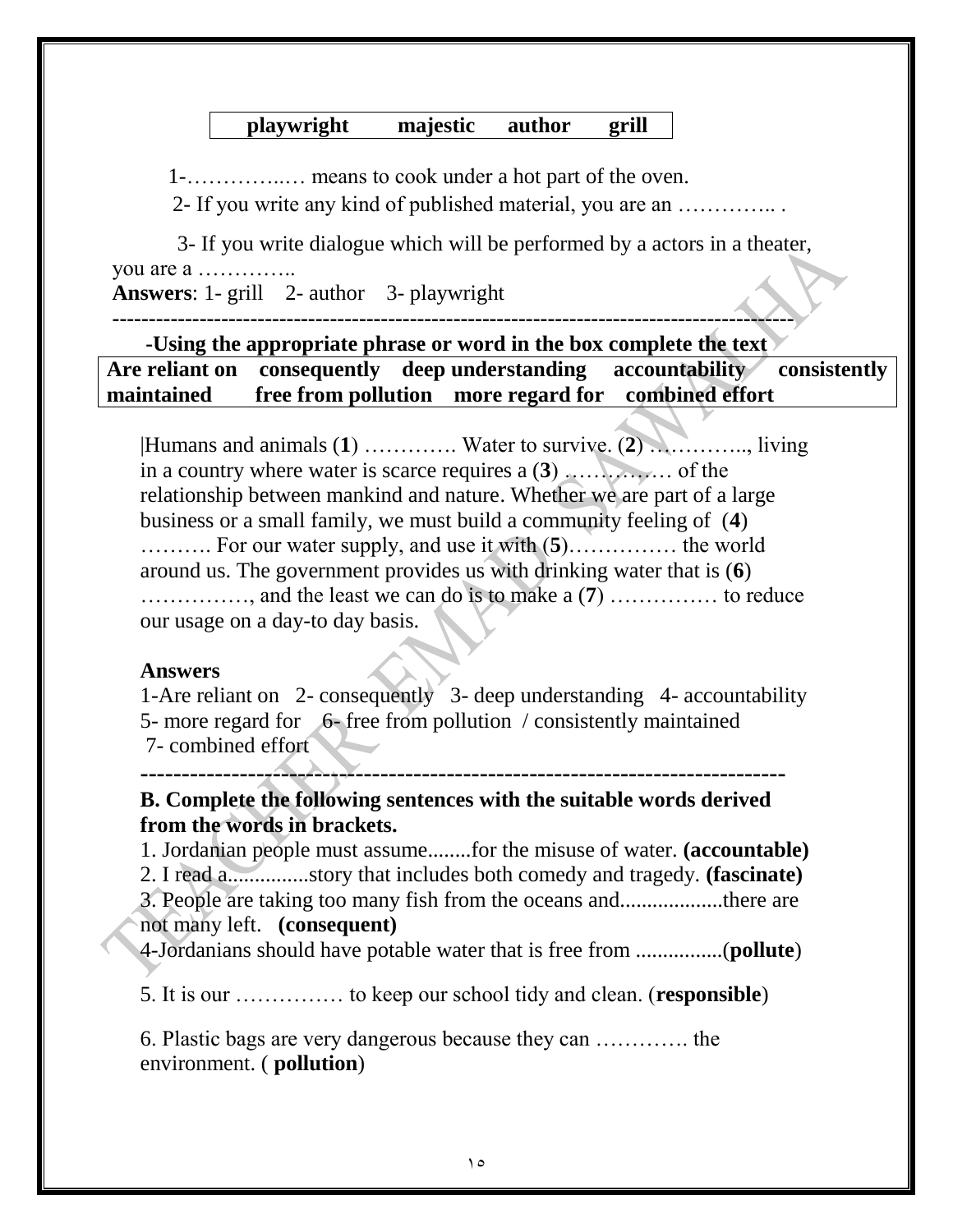| playwright | majestic | author | grill |
|---|---|---|---|

1-…………..… means to cook under a hot part of the oven.

2- If you write any kind of published material, you are an ………….. .

3- If you write dialogue which will be performed by a actors in a theater, you are a …………..

**Answers**: 1- grill 2- author 3- playwright

---

**-Using the appropriate phrase or word in the box complete the text**

| Are reliant on | consequently | deep understanding | accountability | consistently |
|---|---|---|---|---|
| maintained | free from pollution | more regard for | combined effort | |

|Humans and animals (**1**) …………. Water to survive. (**2**) ………….., living in a country where water is scarce requires a (**3**) …………… of the relationship between mankind and nature. Whether we are part of a large business or a small family, we must build a community feeling of (**4**) ………. For our water supply, and use it with (**5**)…………… the world around us. The government provides us with drinking water that is (**6**) ……………, and the least we can do is to make a (**7**) …………… to reduce our usage on a day-to day basis.

**Answers**

1-Are reliant on 2- consequently 3- deep understanding 4- accountability 5- more regard for 6- free from pollution / consistently maintained 7- combined effort

---

**B. Complete the following sentences with the suitable words derived from the words in brackets.**

1. Jordanian people must assume........for the misuse of water. **(accountable)**
2. I read a...............story that includes both comedy and tragedy. **(fascinate)**
3. People are taking too many fish from the oceans and...................there are not many left. **(consequent)**

4-Jordanians should have potable water that is free from ................(**pollute**)

5. It is our …………… to keep our school tidy and clean. (**responsible**)

6. Plastic bags are very dangerous because they can …………. the environment. ( **pollution**)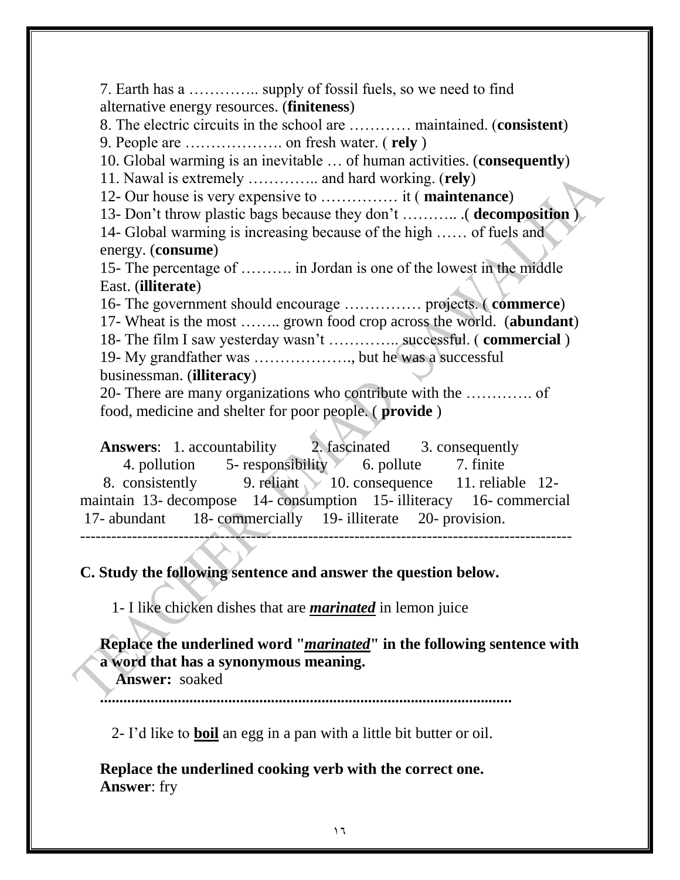7. Earth has a ………….. supply of fossil fuels, so we need to find alternative energy resources. (**finiteness**)

8. The electric circuits in the school are ………… maintained. (**consistent**)

9. People are ………………. on fresh water. ( **rely** )

10. Global warming is an inevitable … of human activities. (**consequently**)

11. Nawal is extremely ………….. and hard working. (**rely**)

12- Our house is very expensive to …………… it ( **maintenance**)

13- Don't throw plastic bags because they don't ……….. .( **decomposition** )

14- Global warming is increasing because of the high …… of fuels and energy. (**consume**)

15- The percentage of ………. in Jordan is one of the lowest in the middle East. (**illiterate**)

16- The government should encourage …………… projects. ( **commerce**)

17- Wheat is the most …….. grown food crop across the world. (**abundant**)

18- The film I saw yesterday wasn't ………….. successful. ( **commercial** )

19- My grandfather was ………………., but he was a successful businessman. (**illiteracy**)

20- There are many organizations who contribute with the …………. of food, medicine and shelter for poor people. ( **provide** )

**Answers**: 1. accountability 2. fascinated 3. consequently 4. pollution 5- responsibility 6. pollute 7. finite 8. consistently 9. reliant 10. consequence 11. reliable 12- maintain 13- decompose 14- consumption 15- illiteracy 16- commercial 17- abundant 18- commercially 19- illiterate 20- provision.

---

**C. Study the following sentence and answer the question below.**

1- I like chicken dishes that are ***marinated*** in lemon juice

**Replace the underlined word "*marinated*" in the following sentence with a word that has a synonymous meaning.**

**Answer:** soaked

**..........................................................................................................**

2- I'd like to **boil** an egg in a pan with a little bit butter or oil.

**Replace the underlined cooking verb with the correct one.**

**Answer**: fry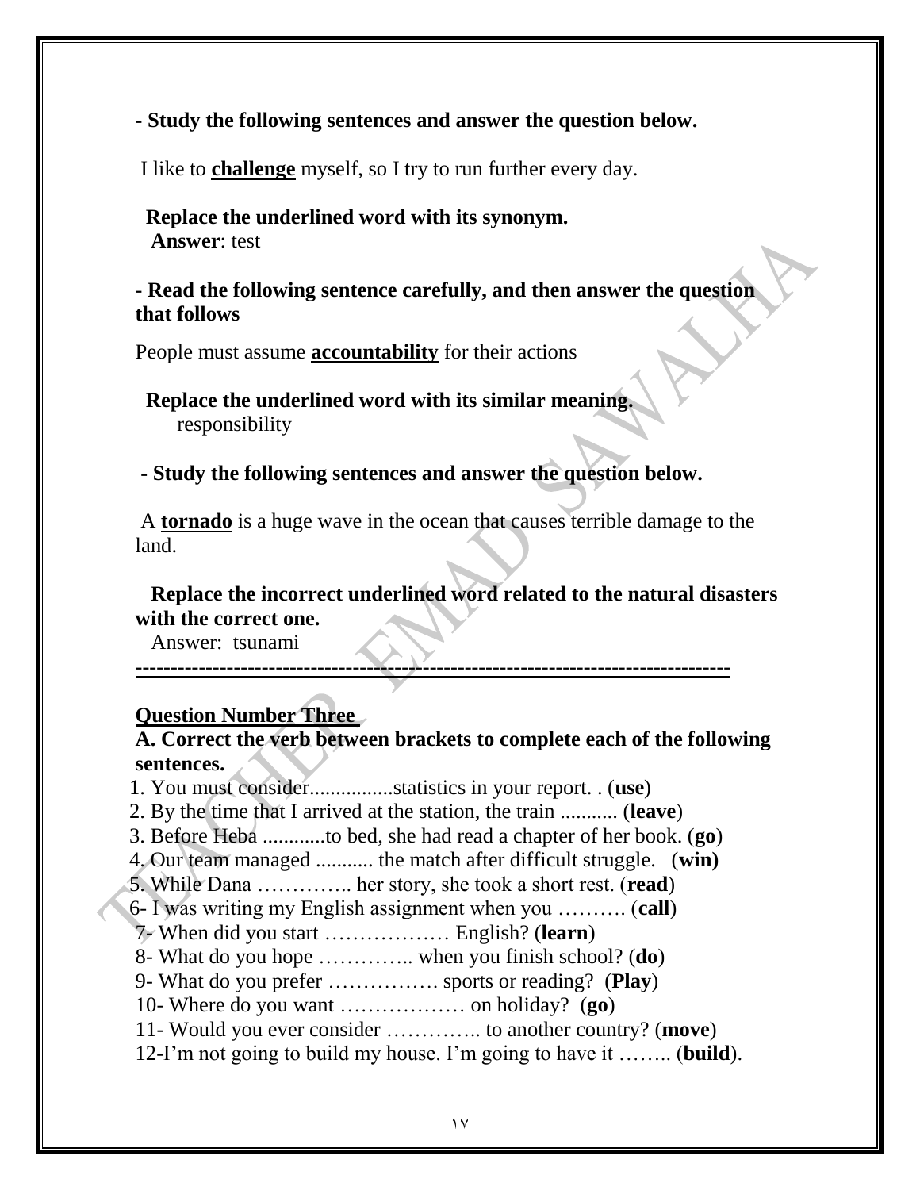**- Study the following sentences and answer the question below.**

I like to **<u>challenge</u>** myself, so I try to run further every day.

**Replace the underlined word with its synonym.**
**Answer**: test

**- Read the following sentence carefully, and then answer the question that follows**

People must assume **<u>accountability</u>** for their actions

**Replace the underlined word with its similar meaning.**
responsibility

**- Study the following sentences and answer the question below.**

A **<u>tornado</u>** is a huge wave in the ocean that causes terrible damage to the land.

**Replace the incorrect underlined word related to the natural disasters with the correct one.**
Answer: tsunami

---

## <u>Question Number Three</u>

**A. Correct the verb between brackets to complete each of the following sentences.**

1. You must consider................statistics in your report. . (**use**)
2. By the time that I arrived at the station, the train ........... (**leave**)
3. Before Heba ............to bed, she had read a chapter of her book. (**go**)
4. Our team managed ........... the match after difficult struggle. (**win)**
5. While Dana ………….. her story, she took a short rest. (**read**)
6- I was writing my English assignment when you ………. (**call**)
7- When did you start ……………… English? (**learn**)
8- What do you hope ………….. when you finish school? (**do**)
9- What do you prefer ……………. sports or reading? (**Play**)
10- Where do you want ……………… on holiday? (**go**)
11- Would you ever consider ………….. to another country? (**move**)
12-I'm not going to build my house. I'm going to have it …….. (**build**).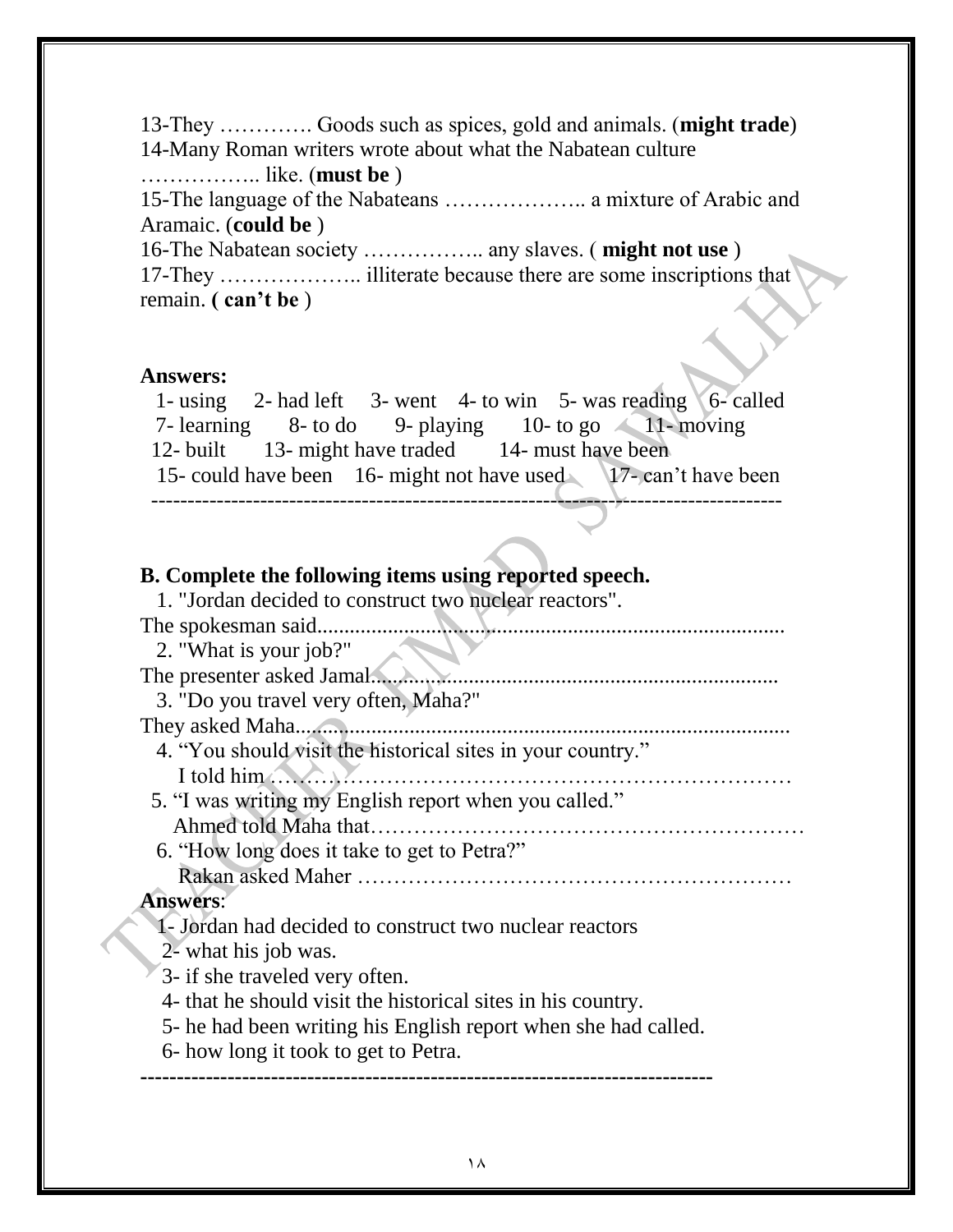13-They …………. Goods such as spices, gold and animals. (**might trade**)

14-Many Roman writers wrote about what the Nabatean culture …………….. like. (**must be** )

15-The language of the Nabateans ……………….. a mixture of Arabic and Aramaic. (**could be** )

16-The Nabatean society …………….. any slaves. ( **might not use** )

17-They ……………….. illiterate because there are some inscriptions that remain. **( can't be** )

**Answers:**

1- using 2- had left 3- went 4- to win 5- was reading 6- called
7- learning 8- to do 9- playing 10- to go 11- moving
12- built 13- might have traded 14- must have been
15- could have been 16- might not have used 17- can't have been

---

**B. Complete the following items using reported speech.**

1. "Jordan decided to construct two nuclear reactors".
The spokesman said.....................................................................................
2. "What is your job?"
The presenter asked Jamal...........................................................................
3. "Do you travel very often, Maha?"
They asked Maha.........................................................................................
4. "You should visit the historical sites in your country."
I told him ……………………………………………………………
5. "I was writing my English report when you called."
Ahmed told Maha that…………………………………………………
6. "How long does it take to get to Petra?"
Rakan asked Maher …………………………………………………

**Answers**:

1- Jordan had decided to construct two nuclear reactors
2- what his job was.
3- if she traveled very often.
4- that he should visit the historical sites in his country.
5- he had been writing his English report when she had called.
6- how long it took to get to Petra.

---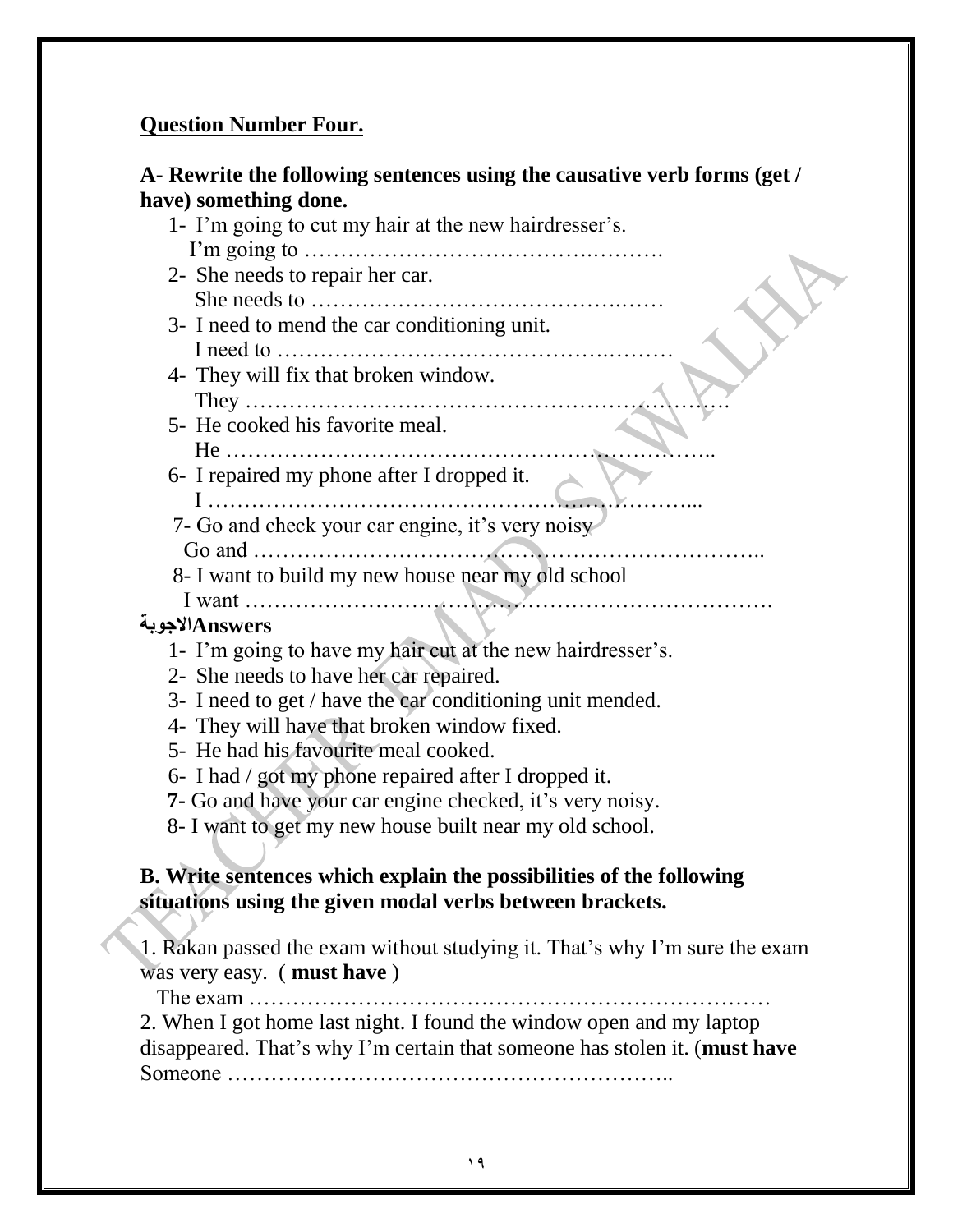**Question Number Four.**

**A- Rewrite the following sentences using the causative verb forms (get / have) something done.**

1- I'm going to cut my hair at the new hairdresser's.
I'm going to ……………………………….……….

2- She needs to repair her car.
She needs to …………………………………….……

3- I need to mend the car conditioning unit.
I need to ……………………………………….………

4- They will fix that broken window.
They ……………………………………………………….

5- He cooked his favorite meal.
He …………………………………………………………..

6- I repaired my phone after I dropped it.
I …………………………………………………………...

7- Go and check your car engine, it's very noisy
Go and ……………………………………………………………..

8- I want to build my new house near my old school
I want ……………………………………………………………….

**Answersالاجوبة**

1- I'm going to have my hair cut at the new hairdresser's.
2- She needs to have her car repaired.
3- I need to get / have the car conditioning unit mended.
4- They will have that broken window fixed.
5- He had his favourite meal cooked.
6- I had / got my phone repaired after I dropped it.
**7**- Go and have your car engine checked, it's very noisy.
8- I want to get my new house built near my old school.

**B. Write sentences which explain the possibilities of the following situations using the given modal verbs between brackets.**

1. Rakan passed the exam without studying it. That's why I'm sure the exam was very easy. ( **must have** )
The exam ……………………………………………………………

2. When I got home last night. I found the window open and my laptop disappeared. That's why I'm certain that someone has stolen it. (**must have**
Someone …………………………………………………..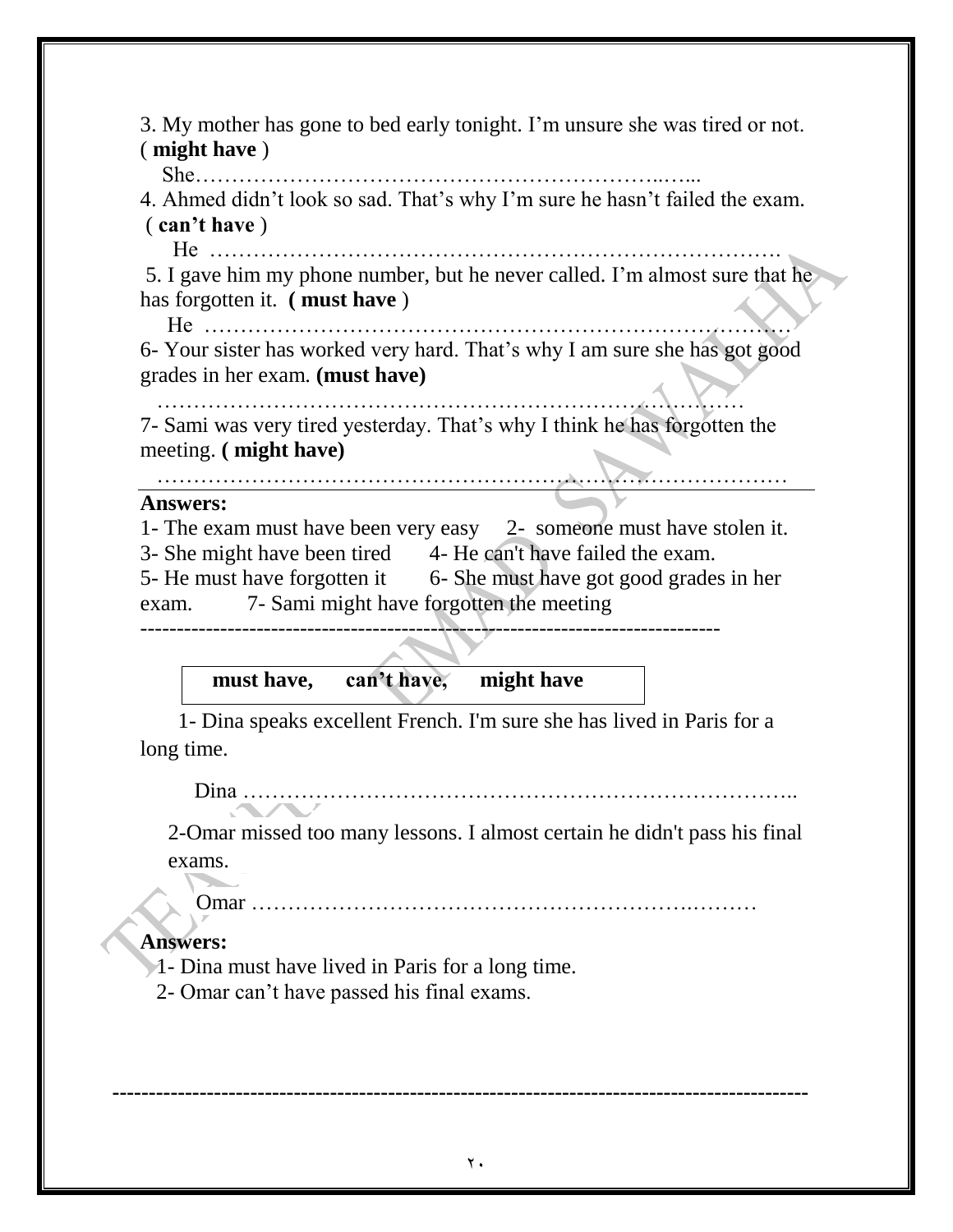3. My mother has gone to bed early tonight. I'm unsure she was tired or not. ( **might have** )

She……………………………………………………..…...

4. Ahmed didn't look so sad. That's why I'm sure he hasn't failed the exam. ( **can't have** )

He ………………………………………………………………….

5. I gave him my phone number, but he never called. I'm almost sure that he has forgotten it. **( must have** )

He ………………………………………………………………….

6- Your sister has worked very hard. That's why I am sure she has got good grades in her exam. **(must have)**

………………………………………………………………………

7- Sami was very tired yesterday. That's why I think he has forgotten the meeting. **( might have)**

………………………………………………………………………

**Answers:**

1- The exam must have been very easy 2- someone must have stolen it.
3- She might have been tired 4- He can't have failed the exam.
5- He must have forgotten it 6- She must have got good grades in her exam. 7- Sami might have forgotten the meeting

-------------------------------------------------------------------------------

| **must have, can't have, might have** |
|---|

1- Dina speaks excellent French. I'm sure she has lived in Paris for a long time.

Dina ………………………………………………………………..

2-Omar missed too many lessons. I almost certain he didn't pass his final exams.

Omar ……………………………………………………….………

**Answers:**

1- Dina must have lived in Paris for a long time.
2- Omar can't have passed his final exams.

-------------------------------------------------------------------------------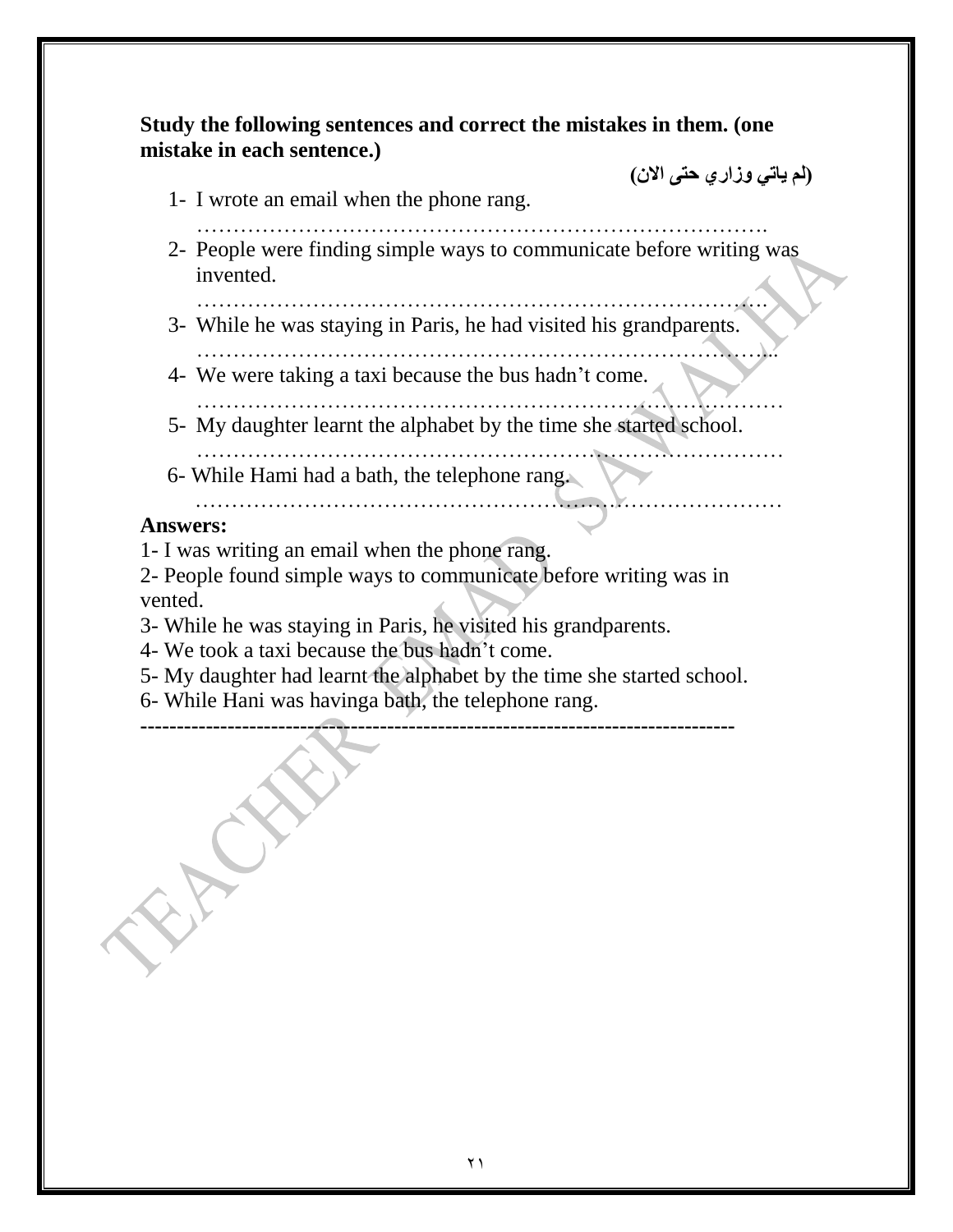**Study the following sentences and correct the mistakes in them. (one mistake in each sentence.)**

**(لم ياتي وزاري حتى الان)**

1- I wrote an email when the phone rang.
……………………………………………………………………….
2- People were finding simple ways to communicate before writing was invented.
……………………………………………………………………….
3- While he was staying in Paris, he had visited his grandparents.
……………………………………………………………………….
4- We were taking a taxi because the bus hadn't come.
……………………………………………………………………….
5- My daughter learnt the alphabet by the time she started school.
……………………………………………………………………….
6- While Hami had a bath, the telephone rang.
……………………………………………………………………….

**Answers:**

1- I was writing an email when the phone rang.
2- People found simple ways to communicate before writing was in vented.
3- While he was staying in Paris, he visited his grandparents.
4- We took a taxi because the bus hadn't come.
5- My daughter had learnt the alphabet by the time she started school.
6- While Hani was havinga bath, the telephone rang.

--------------------------------------------------------------------------------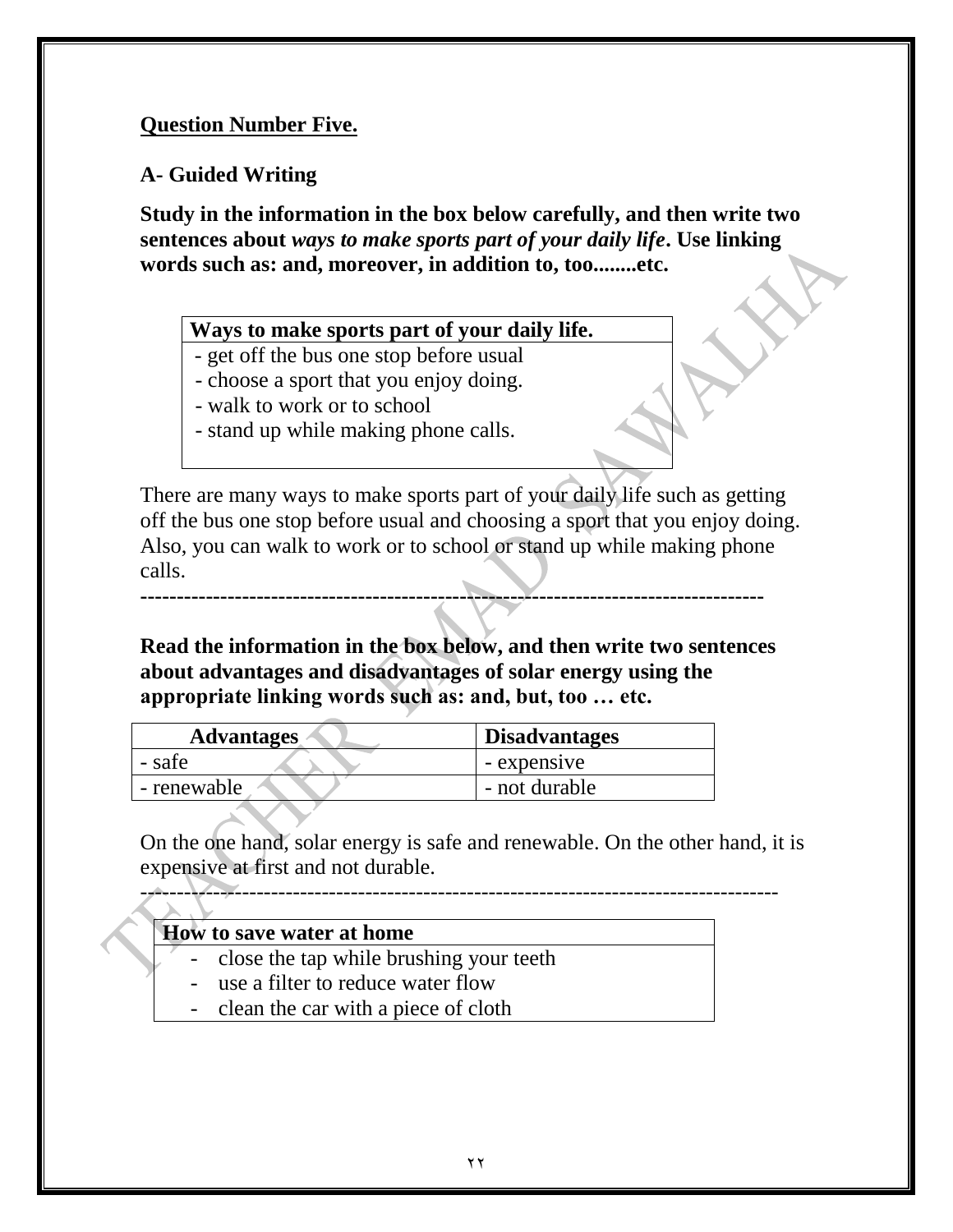**<u>Question Number Five.</u>**

**A- Guided Writing**

**Study in the information in the box below carefully, and then write two sentences about *ways to make sports part of your daily life*. Use linking words such as: and, moreover, in addition to, too........etc.**

| **Ways to make sports part of your daily life.** |
|---|
| - get off the bus one stop before usual<br>- choose a sport that you enjoy doing.<br>- walk to work or to school<br>- stand up while making phone calls. |

There are many ways to make sports part of your daily life such as getting off the bus one stop before usual and choosing a sport that you enjoy doing. Also, you can walk to work or to school or stand up while making phone calls.

------------------------------------------------------------------------------------

**Read the information in the box below, and then write two sentences about advantages and disadvantages of solar energy using the appropriate linking words such as: and, but, too … etc.**

| **Advantages** | **Disadvantages** |
|---|---|
| - safe | - expensive |
| - renewable | - not durable |

On the one hand, solar energy is safe and renewable. On the other hand, it is expensive at first and not durable.

------------------------------------------------------------------------------------

| **How to save water at home** |
|---|
| - close the tap while brushing your teeth<br>- use a filter to reduce water flow<br>- clean the car with a piece of cloth |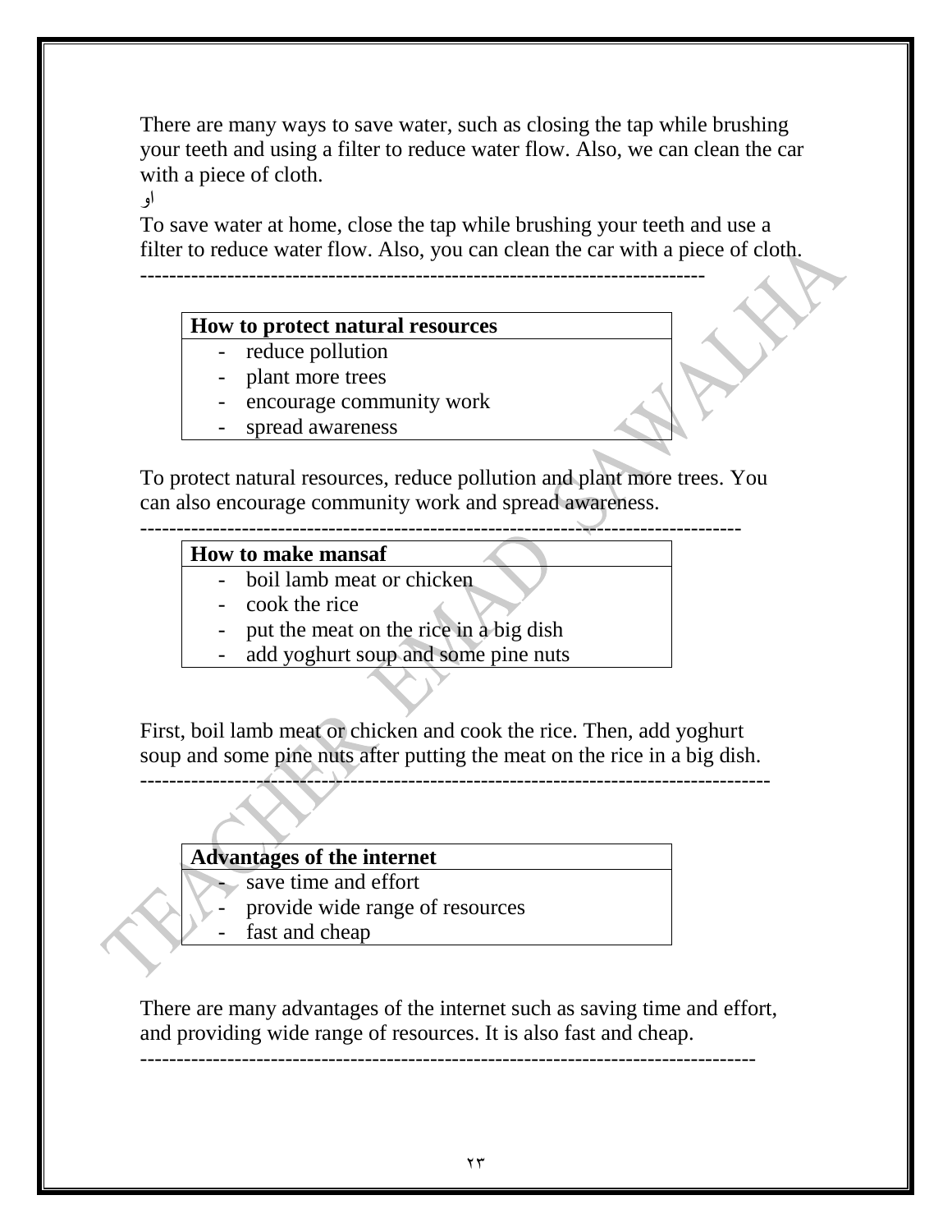There are many ways to save water, such as closing the tap while brushing your teeth and using a filter to reduce water flow. Also, we can clean the car with a piece of cloth.

او

To save water at home, close the tap while brushing your teeth and use a filter to reduce water flow. Also, you can clean the car with a piece of cloth.

---

| How to protect natural resources |
|---|
| - reduce pollution<br>- plant more trees<br>- encourage community work<br>- spread awareness |

To protect natural resources, reduce pollution and plant more trees. You can also encourage community work and spread awareness.

---

| How to make mansaf |
|---|
| - boil lamb meat or chicken<br>- cook the rice<br>- put the meat on the rice in a big dish<br>- add yoghurt soup and some pine nuts |

First, boil lamb meat or chicken and cook the rice. Then, add yoghurt soup and some pine nuts after putting the meat on the rice in a big dish.

---

| Advantages of the internet |
|---|
| - save time and effort<br>- provide wide range of resources<br>- fast and cheap |

There are many advantages of the internet such as saving time and effort, and providing wide range of resources. It is also fast and cheap.

---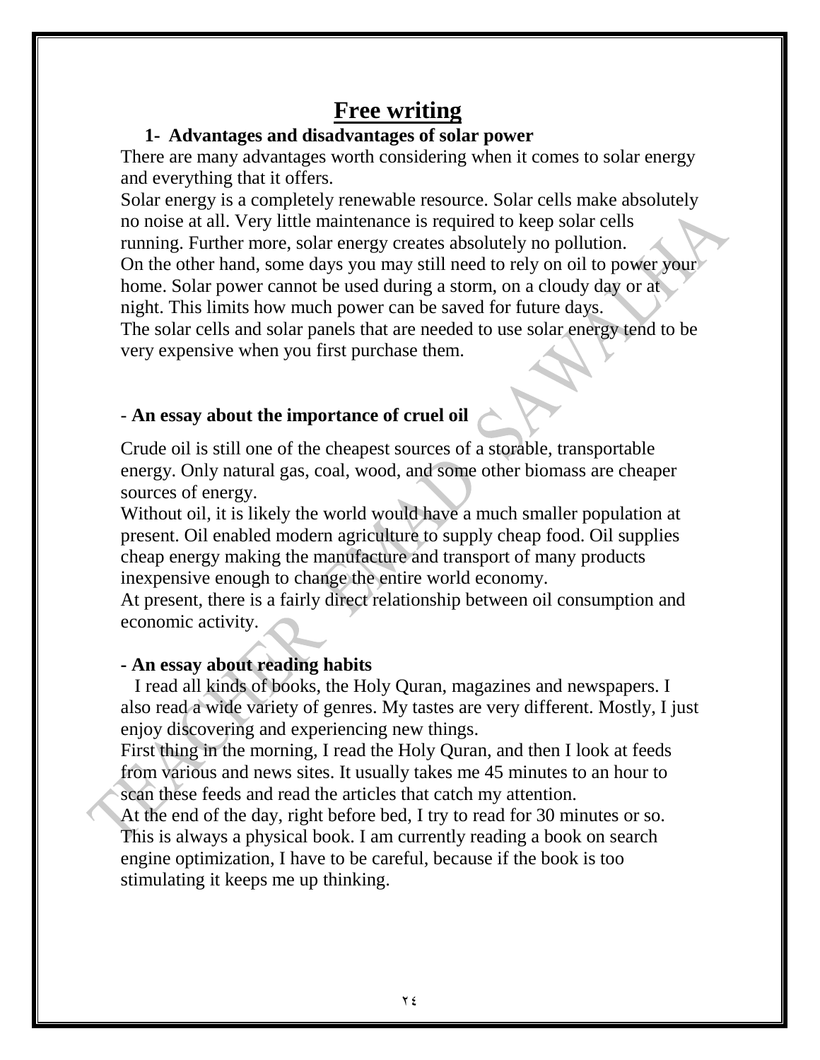# Free writing

## 1- Advantages and disadvantages of solar power

There are many advantages worth considering when it comes to solar energy and everything that it offers.

Solar energy is a completely renewable resource. Solar cells make absolutely no noise at all. Very little maintenance is required to keep solar cells running. Further more, solar energy creates absolutely no pollution.

On the other hand, some days you may still need to rely on oil to power your home. Solar power cannot be used during a storm, on a cloudy day or at night. This limits how much power can be saved for future days.

The solar cells and solar panels that are needed to use solar energy tend to be very expensive when you first purchase them.

## - An essay about the importance of cruel oil

Crude oil is still one of the cheapest sources of a storable, transportable energy. Only natural gas, coal, wood, and some other biomass are cheaper sources of energy.

Without oil, it is likely the world would have a much smaller population at present. Oil enabled modern agriculture to supply cheap food. Oil supplies cheap energy making the manufacture and transport of many products inexpensive enough to change the entire world economy.

At present, there is a fairly direct relationship between oil consumption and economic activity.

## - An essay about reading habits

I read all kinds of books, the Holy Quran, magazines and newspapers. I also read a wide variety of genres. My tastes are very different. Mostly, I just enjoy discovering and experiencing new things.

First thing in the morning, I read the Holy Quran, and then I look at feeds from various and news sites. It usually takes me 45 minutes to an hour to scan these feeds and read the articles that catch my attention.

At the end of the day, right before bed, I try to read for 30 minutes or so. This is always a physical book. I am currently reading a book on search engine optimization, I have to be careful, because if the book is too stimulating it keeps me up thinking.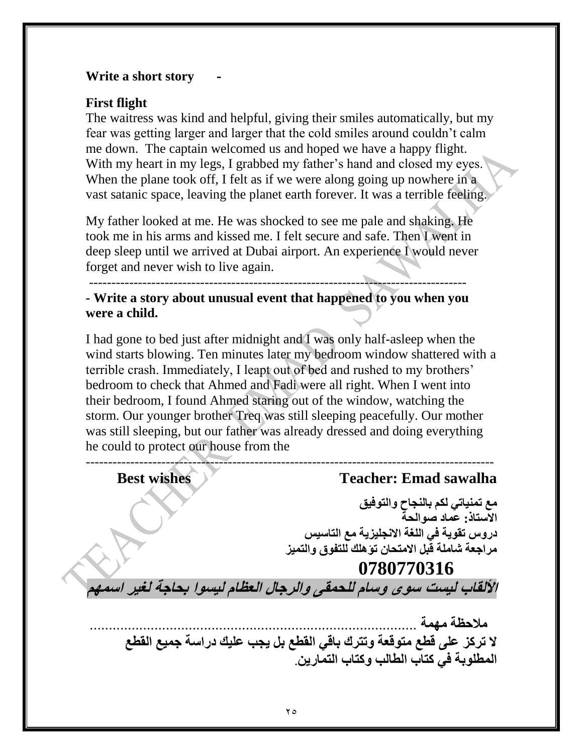**Write a short story -**

**First flight**

The waitress was kind and helpful, giving their smiles automatically, but my fear was getting larger and larger that the cold smiles around couldn't calm me down. The captain welcomed us and hoped we have a happy flight. With my heart in my legs, I grabbed my father's hand and closed my eyes. When the plane took off, I felt as if we were along going up nowhere in a vast satanic space, leaving the planet earth forever. It was a terrible feeling.

My father looked at me. He was shocked to see me pale and shaking. He took me in his arms and kissed me. I felt secure and safe. Then I went in deep sleep until we arrived at Dubai airport. An experience I would never forget and never wish to live again.

---

**- Write a story about unusual event that happened to you when you were a child.**

I had gone to bed just after midnight and I was only half-asleep when the wind starts blowing. Ten minutes later my bedroom window shattered with a terrible crash. Immediately, I leapt out of bed and rushed to my brothers' bedroom to check that Ahmed and Fadi were all right. When I went into their bedroom, I found Ahmed staring out of the window, watching the storm. Our younger brother Treq was still sleeping peacefully. Our mother was still sleeping, but our father was already dressed and doing everything he could to protect our house from the

---

**Best wishes** **Teacher: Emad sawalha**

**مع تمنياتي لكم بالنجاح والتوفيق**
**الاستاذ: عماد صوالحة**
**دروس تقوية في اللغة الانجليزية مع التاسيس**
**مراجعة شاملة قبل الامتحان تؤهلك للتفوق والتميز**

**0780770316**

***الألقاب ليست سوى وسام للحمقى والرجال العظام ليسوا بحاجة لغير اسمهم***

**ملاحظة مهمة** ........................................................................

**لا تركز على قطع متوقعة وتترك باقي القطع بل يجب عليك دراسة جميع القطع المطلوبة في كتاب الطالب وكتاب التمارين.**